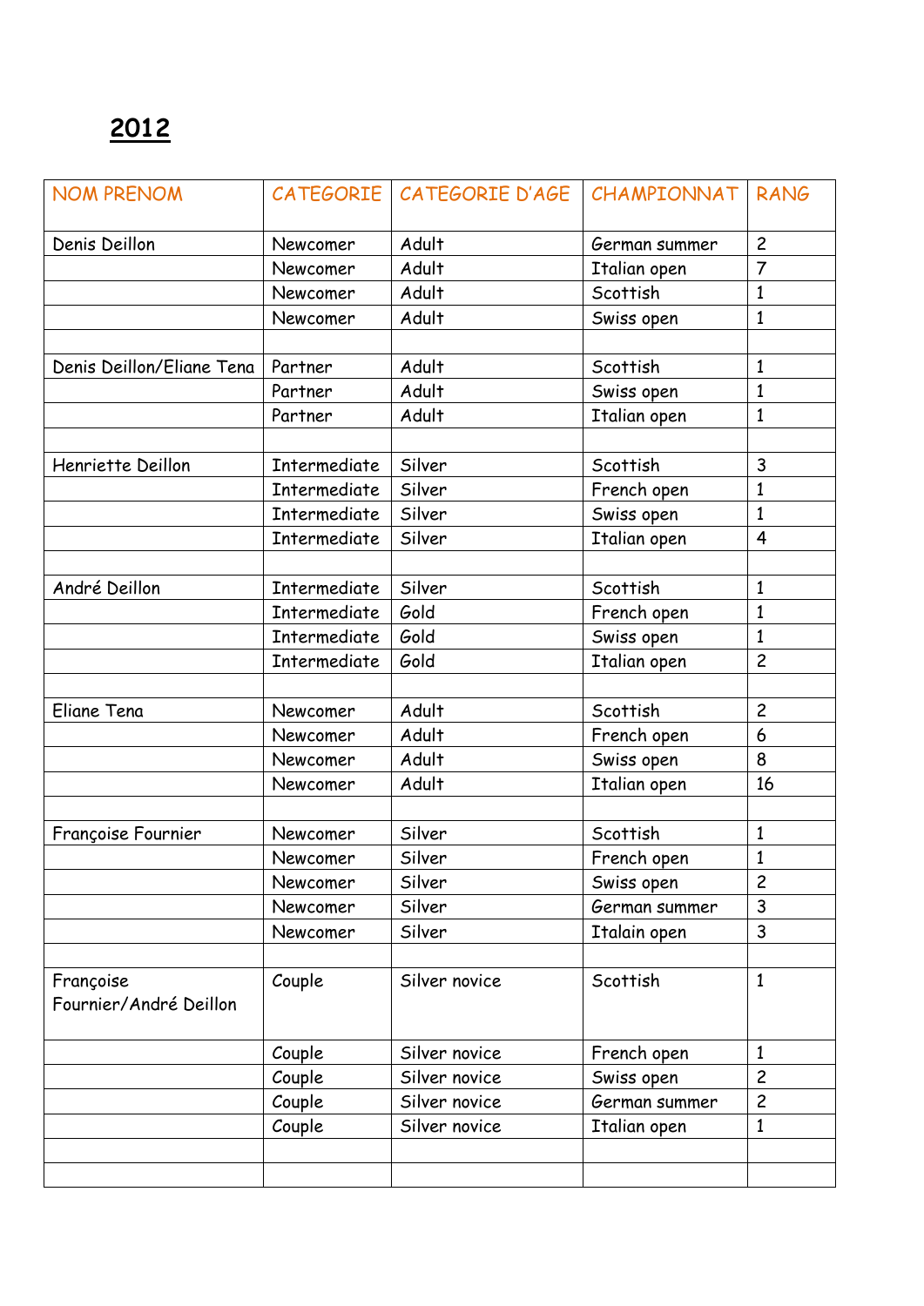# 2012

| NOM PRENOM | CATEGORIE | CATEGORIE D'AGE | CHAMPIONNAT | RANG |
|---|---|---|---|---|
| Denis Deillon | Newcomer | Adult | German summer | 2 |
| | Newcomer | Adult | Italian open | 7 |
| | Newcomer | Adult | Scottish | 1 |
| | Newcomer | Adult | Swiss open | 1 |
| | | | | |
| Denis Deillon/Eliane Tena | Partner | Adult | Scottish | 1 |
| | Partner | Adult | Swiss open | 1 |
| | Partner | Adult | Italian open | 1 |
| | | | | |
| Henriette Deillon | Intermediate | Silver | Scottish | 3 |
| | Intermediate | Silver | French open | 1 |
| | Intermediate | Silver | Swiss open | 1 |
| | Intermediate | Silver | Italian open | 4 |
| | | | | |
| André Deillon | Intermediate | Silver | Scottish | 1 |
| | Intermediate | Gold | French open | 1 |
| | Intermediate | Gold | Swiss open | 1 |
| | Intermediate | Gold | Italian open | 2 |
| | | | | |
| Eliane Tena | Newcomer | Adult | Scottish | 2 |
| | Newcomer | Adult | French open | 6 |
| | Newcomer | Adult | Swiss open | 8 |
| | Newcomer | Adult | Italian open | 16 |
| | | | | |
| Françoise Fournier | Newcomer | Silver | Scottish | 1 |
| | Newcomer | Silver | French open | 1 |
| | Newcomer | Silver | Swiss open | 2 |
| | Newcomer | Silver | German summer | 3 |
| | Newcomer | Silver | Italain open | 3 |
| | | | | |
| Françoise Fournier/André Deillon | Couple | Silver novice | Scottish | 1 |
| | Couple | Silver novice | French open | 1 |
| | Couple | Silver novice | Swiss open | 2 |
| | Couple | Silver novice | German summer | 2 |
| | Couple | Silver novice | Italian open | 1 |
| | | | | |
| | | | | |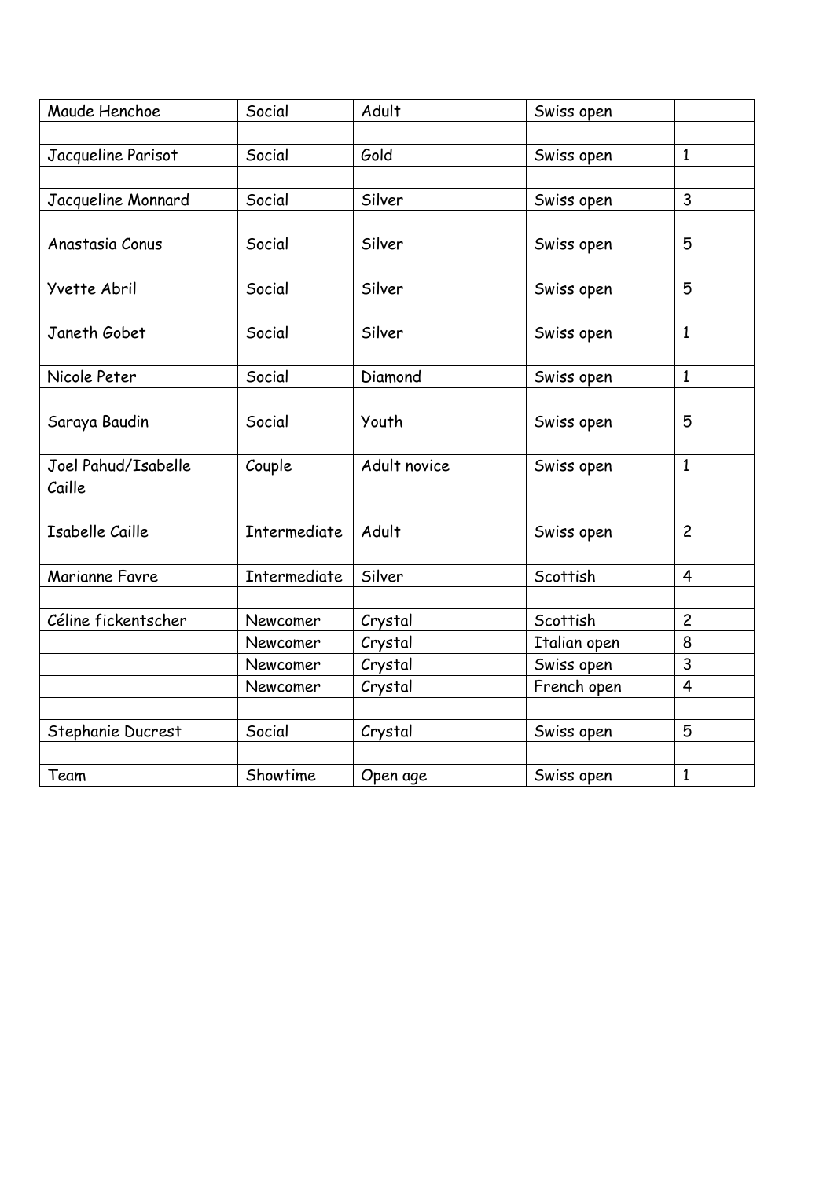| | | | | |
|---|---|---|---|---|
| Maude Henchoe | Social | Adult | Swiss open | |
| | | | | |
| Jacqueline Parisot | Social | Gold | Swiss open | 1 |
| | | | | |
| Jacqueline Monnard | Social | Silver | Swiss open | 3 |
| | | | | |
| Anastasia Conus | Social | Silver | Swiss open | 5 |
| | | | | |
| Yvette Abril | Social | Silver | Swiss open | 5 |
| | | | | |
| Janeth Gobet | Social | Silver | Swiss open | 1 |
| | | | | |
| Nicole Peter | Social | Diamond | Swiss open | 1 |
| | | | | |
| Saraya Baudin | Social | Youth | Swiss open | 5 |
| | | | | |
| Joel Pahud/Isabelle Caille | Couple | Adult novice | Swiss open | 1 |
| | | | | |
| Isabelle Caille | Intermediate | Adult | Swiss open | 2 |
| | | | | |
| Marianne Favre | Intermediate | Silver | Scottish | 4 |
| | | | | |
| Céline fickentscher | Newcomer | Crystal | Scottish | 2 |
| | Newcomer | Crystal | Italian open | 8 |
| | Newcomer | Crystal | Swiss open | 3 |
| | Newcomer | Crystal | French open | 4 |
| | | | | |
| Stephanie Ducrest | Social | Crystal | Swiss open | 5 |
| | | | | |
| Team | Showtime | Open age | Swiss open | 1 |